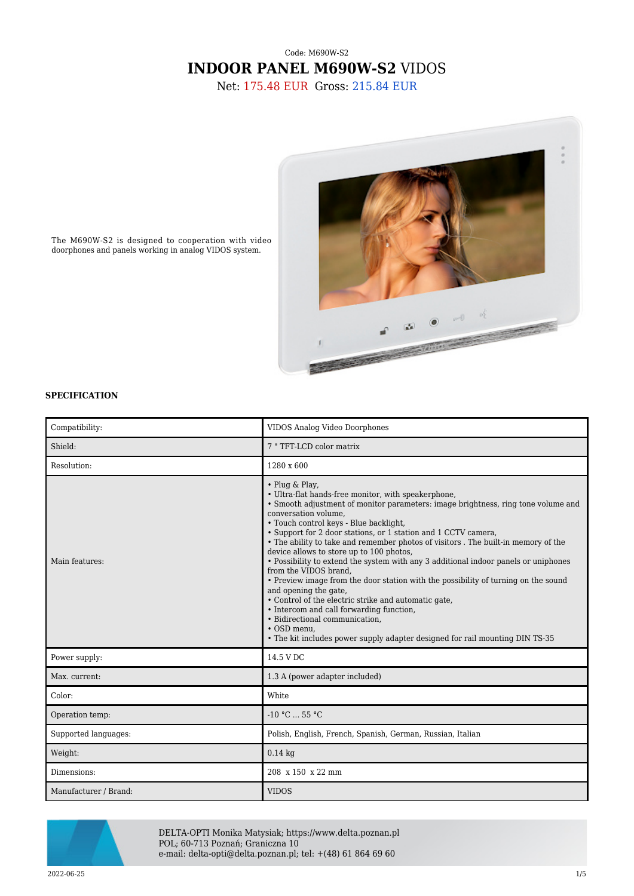Code: M690W-S2

# INDOOR PANEL M690W-S2 VIDOS

Net: 175.48 EUR Gross: 215.84 EUR

The M690W-S2 is designed to cooperation with video doorphones and panels working in analog VIDOS system.

**SPECIFICATION**

| | |
|---|---|
| Compatibility: | VIDOS Analog Video Doorphones |
| Shield: | 7 " TFT-LCD color matrix |
| Resolution: | 1280 x 600 |
| Main features: | • Plug & Play,<br>• Ultra-flat hands-free monitor, with speakerphone,<br>• Smooth adjustment of monitor parameters: image brightness, ring tone volume and conversation volume,<br>• Touch control keys - Blue backlight,<br>• Support for 2 door stations, or 1 station and 1 CCTV camera,<br>• The ability to take and remember photos of visitors . The built-in memory of the device allows to store up to 100 photos,<br>• Possibility to extend the system with any 3 additional indoor panels or uniphones from the VIDOS brand,<br>• Preview image from the door station with the possibility of turning on the sound and opening the gate,<br>• Control of the electric strike and automatic gate,<br>• Intercom and call forwarding function,<br>• Bidirectional communication,<br>• OSD menu,<br>• The kit includes power supply adapter designed for rail mounting DIN TS-35 |
| Power supply: | 14.5 V DC |
| Max. current: | 1.3 A (power adapter included) |
| Color: | White |
| Operation temp: | -10 °C ... 55 °C |
| Supported languages: | Polish, English, French, Spanish, German, Russian, Italian |
| Weight: | 0.14 kg |
| Dimensions: | 208 x 150 x 22 mm |
| Manufacturer / Brand: | VIDOS |

DELTA-OPTI Monika Matysiak; https://www.delta.poznan.pl
POL; 60-713 Poznań; Graniczna 10
e-mail: delta-opti@delta.poznan.pl; tel: +(48) 61 864 69 60

2022-06-25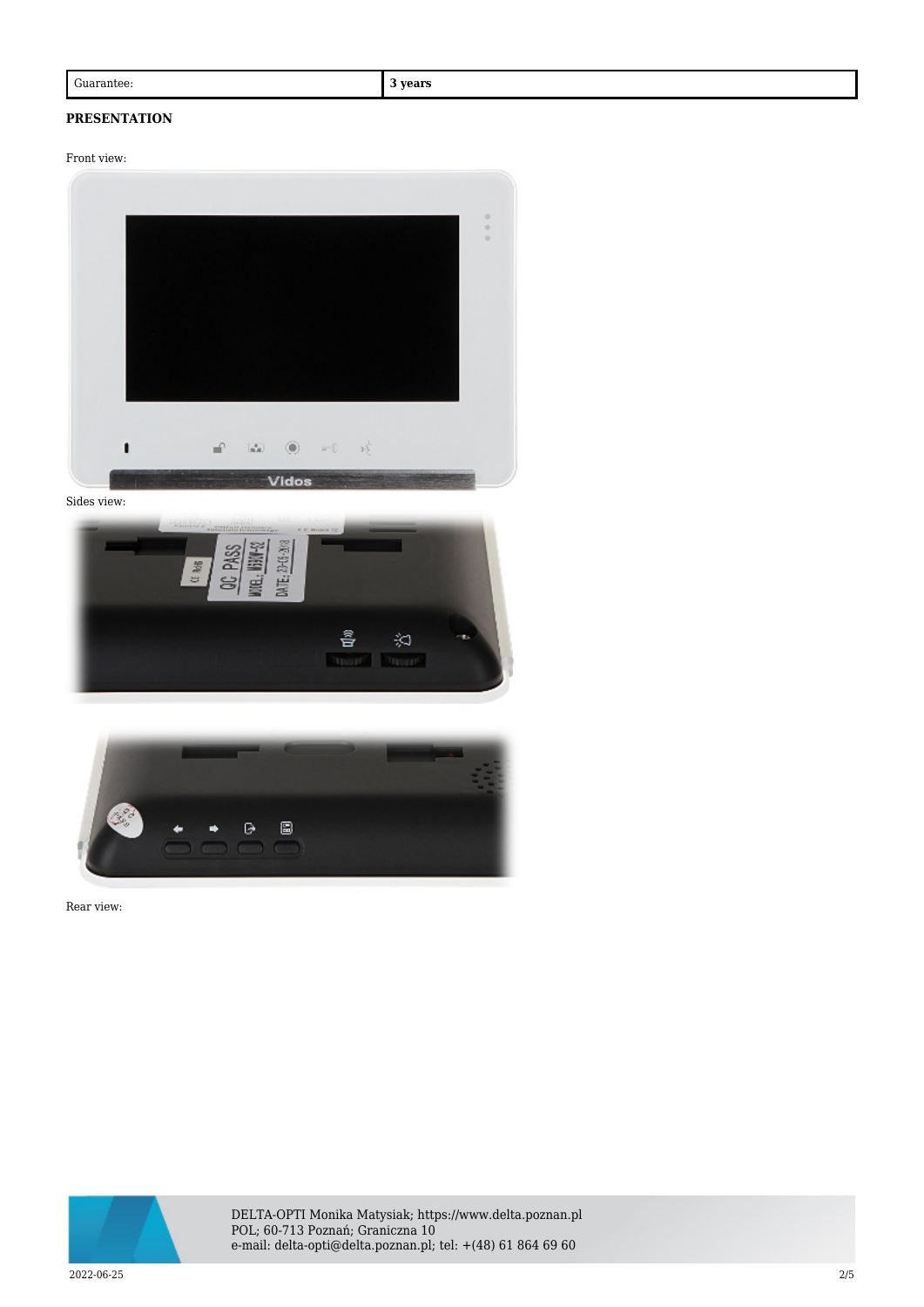| Guarantee: | **3 years** |
|---|---|

**PRESENTATION**

Front view:

Sides view:

Rear view: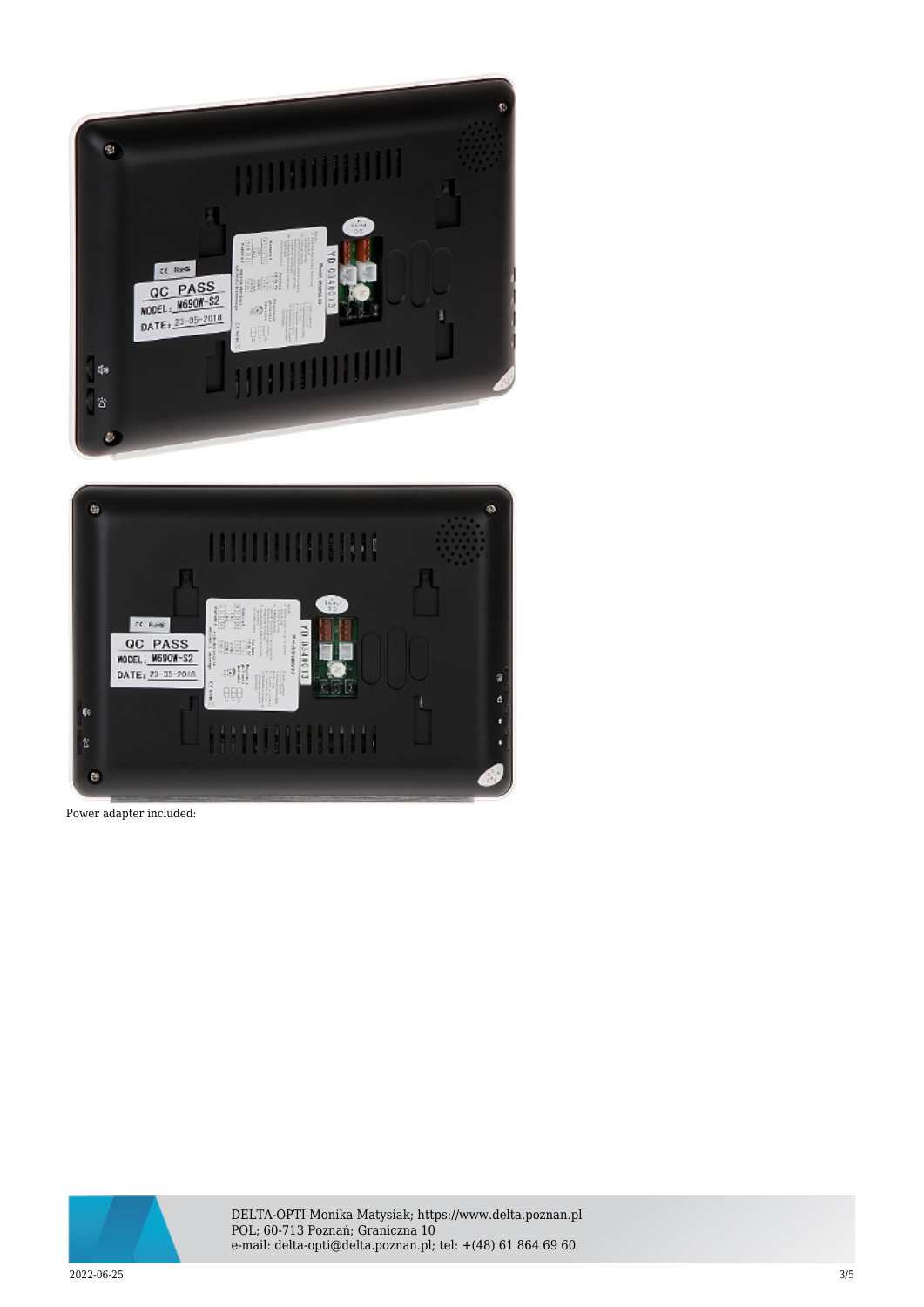Power adapter included: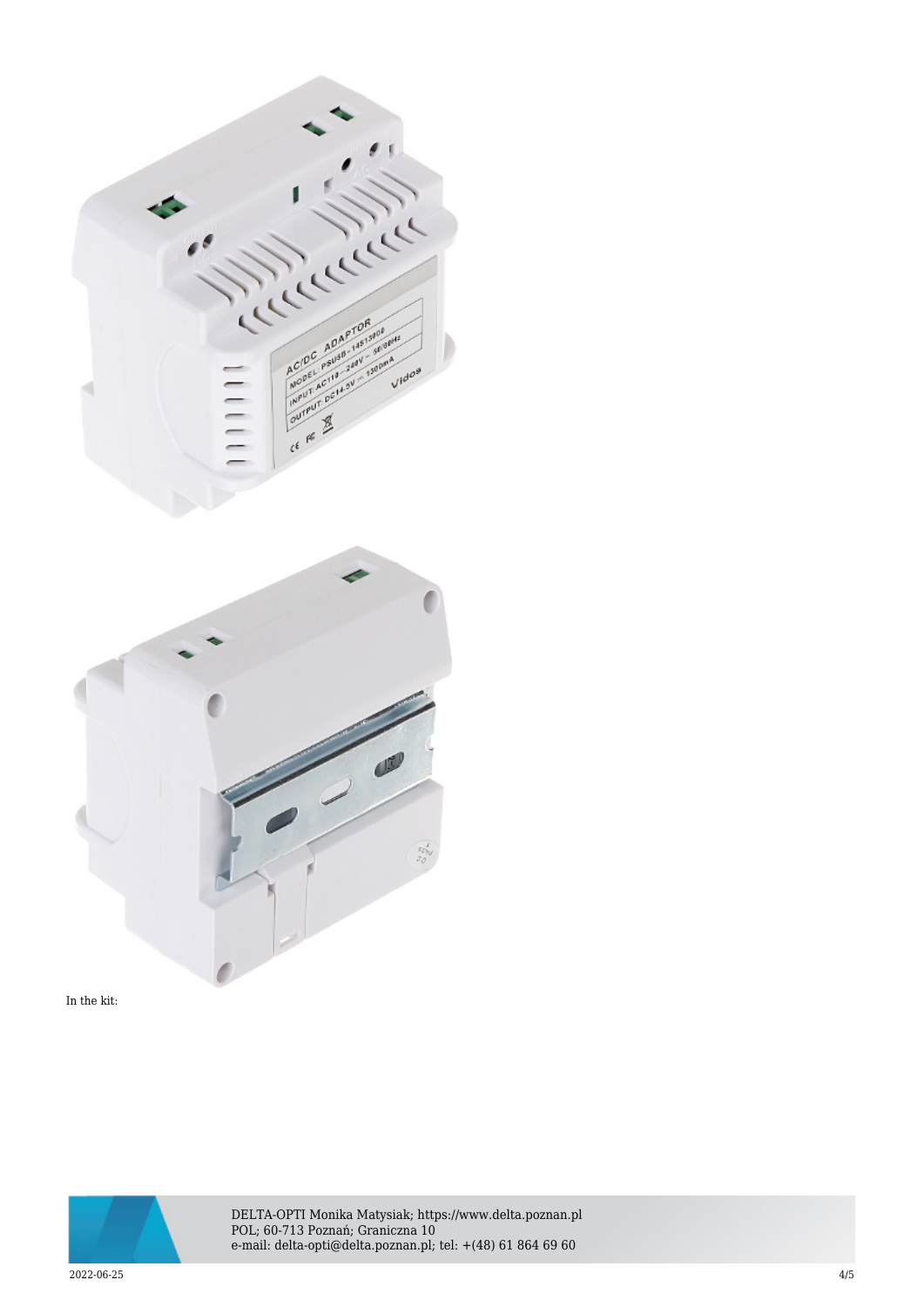In the kit: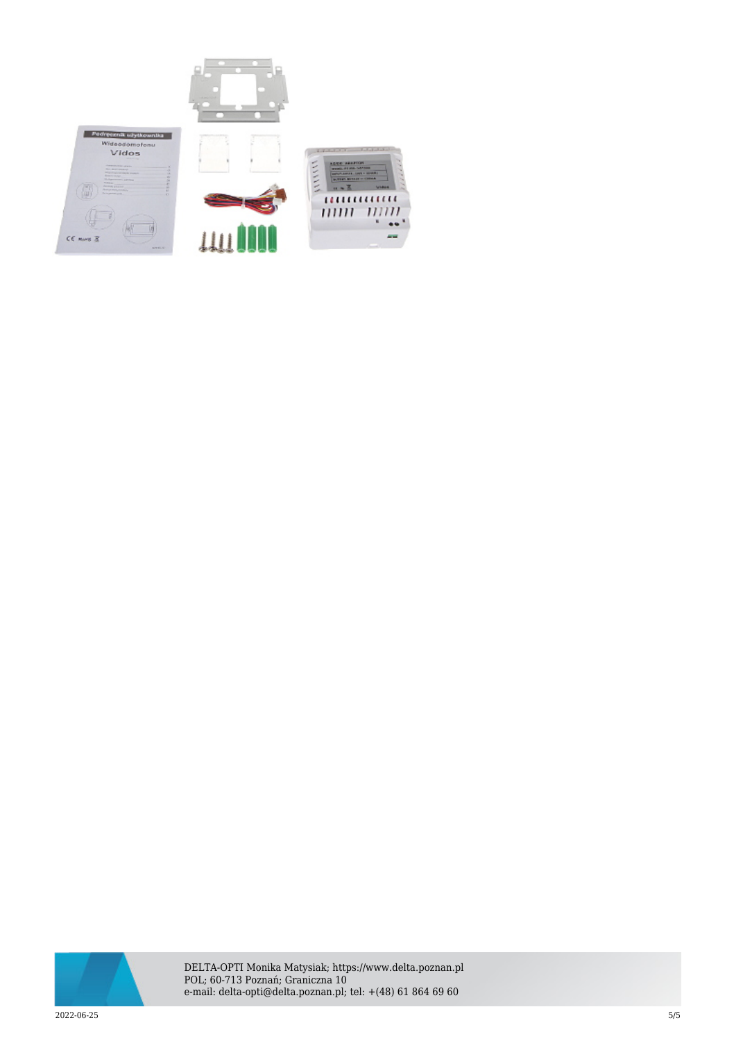DELTA-OPTI Monika Matysiak; https://www.delta.poznan.pl
POL; 60-713 Poznań; Graniczna 10
e-mail: delta-opti@delta.poznan.pl; tel: +(48) 61 864 69 60

2022-06-25